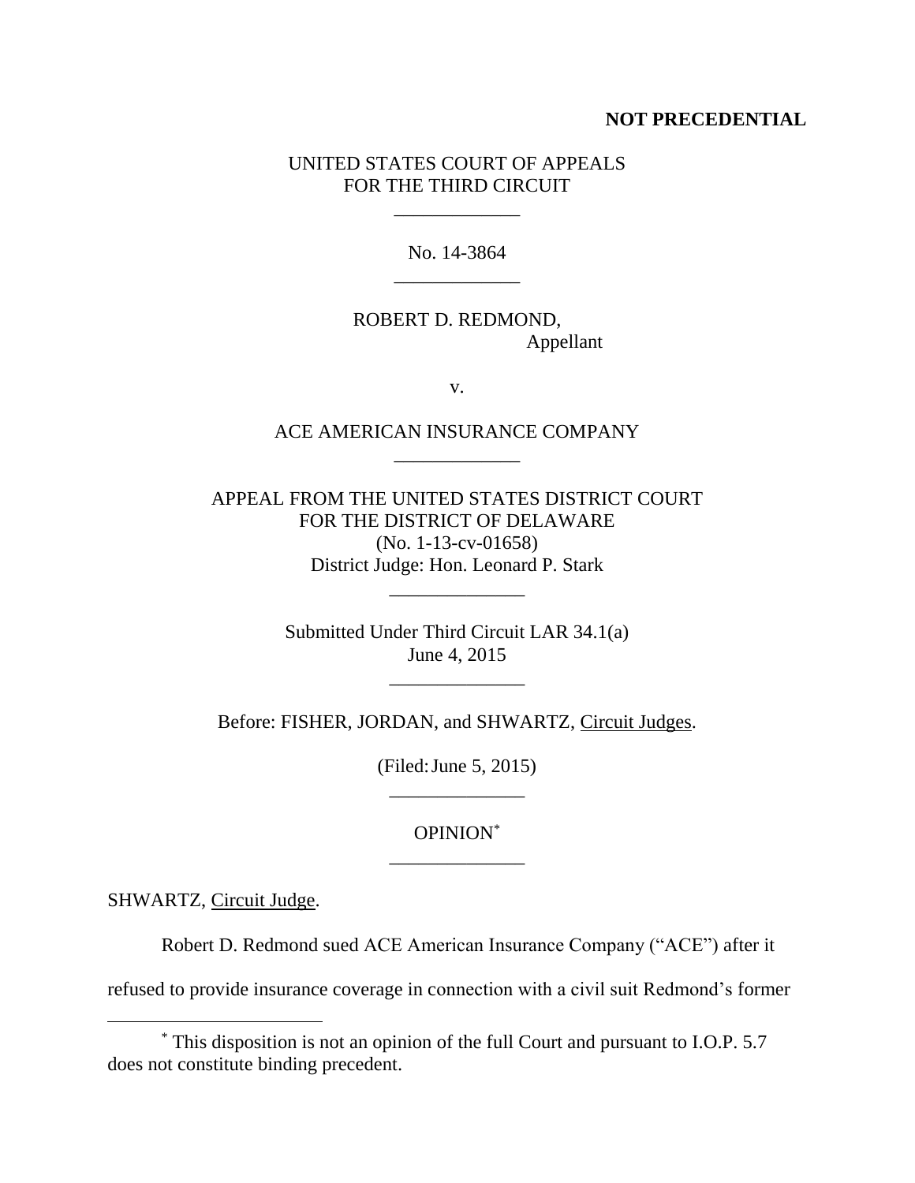**NOT PRECEDENTIAL**

UNITED STATES COURT OF APPEALS
FOR THE THIRD CIRCUIT

\_\_\_\_\_\_\_\_\_\_\_\_\_

No. 14-3864

\_\_\_\_\_\_\_\_\_\_\_\_\_

ROBERT D. REDMOND,
Appellant

v.

ACE AMERICAN INSURANCE COMPANY

\_\_\_\_\_\_\_\_\_\_\_\_\_

APPEAL FROM THE UNITED STATES DISTRICT COURT
FOR THE DISTRICT OF DELAWARE
(No. 1-13-cv-01658)
District Judge: Hon. Leonard P. Stark

\_\_\_\_\_\_\_\_\_\_\_\_\_\_

Submitted Under Third Circuit LAR 34.1(a)
June 4, 2015

\_\_\_\_\_\_\_\_\_\_\_\_\_\_

Before: FISHER, JORDAN, and SHWARTZ, Circuit Judges.

(Filed: June 5, 2015)

\_\_\_\_\_\_\_\_\_\_\_\_\_\_

OPINION[*]

\_\_\_\_\_\_\_\_\_\_\_\_\_\_

SHWARTZ, Circuit Judge.

Robert D. Redmond sued ACE American Insurance Company ("ACE") after it refused to provide insurance coverage in connection with a civil suit Redmond's former

[*] This disposition is not an opinion of the full Court and pursuant to I.O.P. 5.7 does not constitute binding precedent.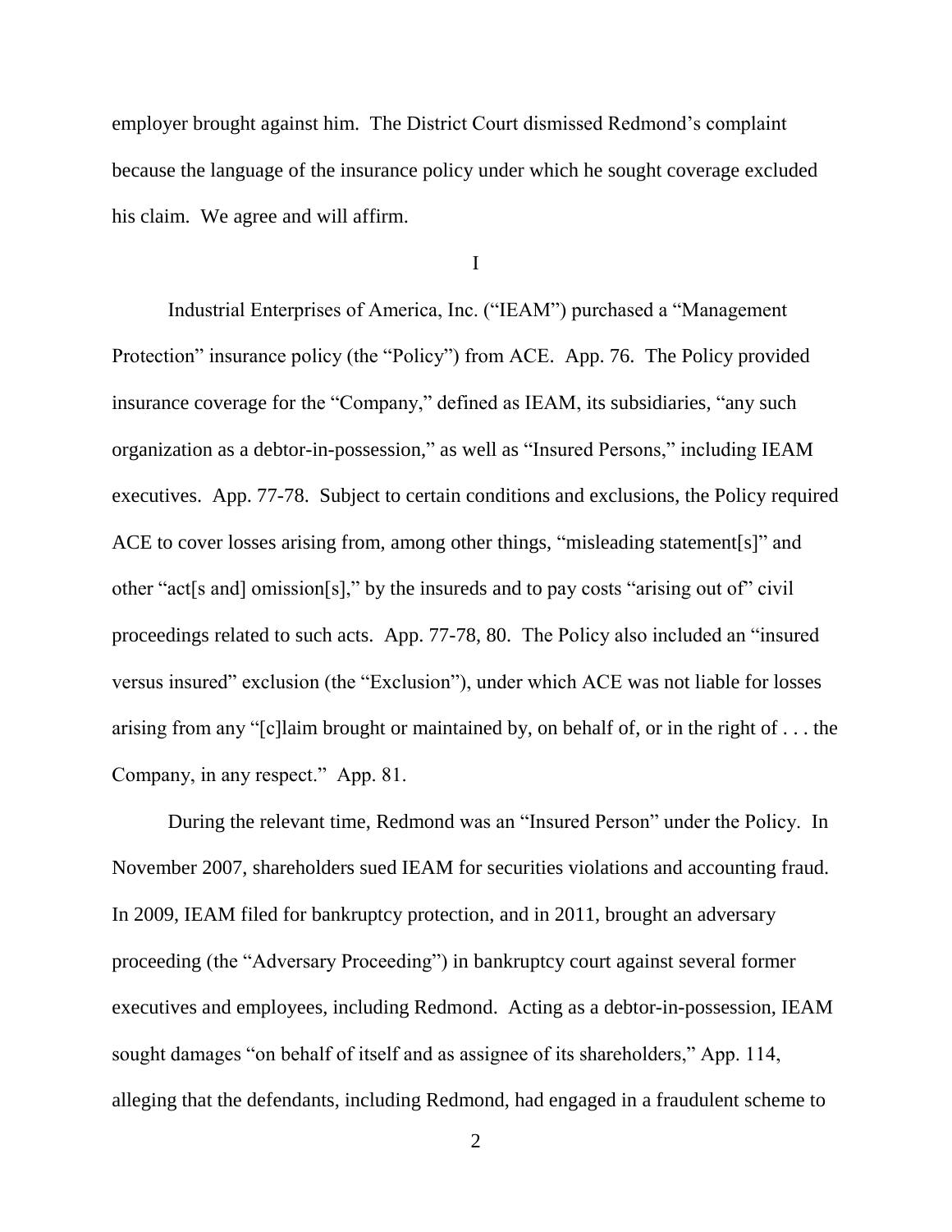employer brought against him. The District Court dismissed Redmond's complaint because the language of the insurance policy under which he sought coverage excluded his claim. We agree and will affirm.

## I

Industrial Enterprises of America, Inc. ("IEAM") purchased a "Management Protection" insurance policy (the "Policy") from ACE. App. 76. The Policy provided insurance coverage for the "Company," defined as IEAM, its subsidiaries, "any such organization as a debtor-in-possession," as well as "Insured Persons," including IEAM executives. App. 77-78. Subject to certain conditions and exclusions, the Policy required ACE to cover losses arising from, among other things, "misleading statement[s]" and other "act[s and] omission[s]," by the insureds and to pay costs "arising out of" civil proceedings related to such acts. App. 77-78, 80. The Policy also included an "insured versus insured" exclusion (the "Exclusion"), under which ACE was not liable for losses arising from any "[c]laim brought or maintained by, on behalf of, or in the right of . . . the Company, in any respect." App. 81.

During the relevant time, Redmond was an "Insured Person" under the Policy. In November 2007, shareholders sued IEAM for securities violations and accounting fraud. In 2009, IEAM filed for bankruptcy protection, and in 2011, brought an adversary proceeding (the "Adversary Proceeding") in bankruptcy court against several former executives and employees, including Redmond. Acting as a debtor-in-possession, IEAM sought damages "on behalf of itself and as assignee of its shareholders," App. 114, alleging that the defendants, including Redmond, had engaged in a fraudulent scheme to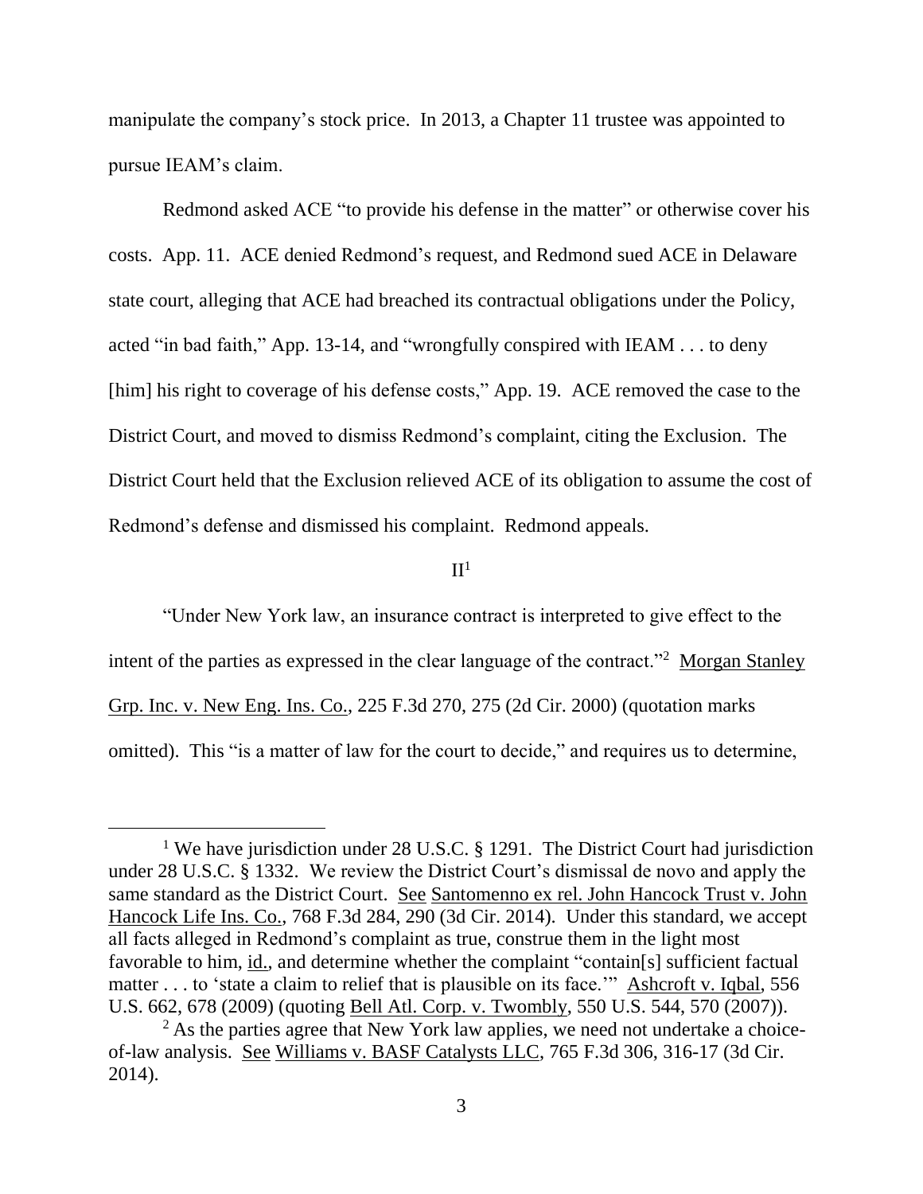manipulate the company's stock price. In 2013, a Chapter 11 trustee was appointed to pursue IEAM's claim.

Redmond asked ACE "to provide his defense in the matter" or otherwise cover his costs. App. 11. ACE denied Redmond's request, and Redmond sued ACE in Delaware state court, alleging that ACE had breached its contractual obligations under the Policy, acted "in bad faith," App. 13-14, and "wrongfully conspired with IEAM . . . to deny [him] his right to coverage of his defense costs," App. 19. ACE removed the case to the District Court, and moved to dismiss Redmond's complaint, citing the Exclusion. The District Court held that the Exclusion relieved ACE of its obligation to assume the cost of Redmond's defense and dismissed his complaint. Redmond appeals.

## II[1]

"Under New York law, an insurance contract is interpreted to give effect to the intent of the parties as expressed in the clear language of the contract."[2] Morgan Stanley Grp. Inc. v. New Eng. Ins. Co., 225 F.3d 270, 275 (2d Cir. 2000) (quotation marks omitted). This "is a matter of law for the court to decide," and requires us to determine,

---

[1] We have jurisdiction under 28 U.S.C. § 1291. The District Court had jurisdiction under 28 U.S.C. § 1332. We review the District Court's dismissal de novo and apply the same standard as the District Court. See Santomenno ex rel. John Hancock Trust v. John Hancock Life Ins. Co., 768 F.3d 284, 290 (3d Cir. 2014). Under this standard, we accept all facts alleged in Redmond's complaint as true, construe them in the light most favorable to him, id., and determine whether the complaint "contain[s] sufficient factual matter . . . to 'state a claim to relief that is plausible on its face.'" Ashcroft v. Iqbal, 556 U.S. 662, 678 (2009) (quoting Bell Atl. Corp. v. Twombly, 550 U.S. 544, 570 (2007)).

[2] As the parties agree that New York law applies, we need not undertake a choice-of-law analysis. See Williams v. BASF Catalysts LLC, 765 F.3d 306, 316-17 (3d Cir. 2014).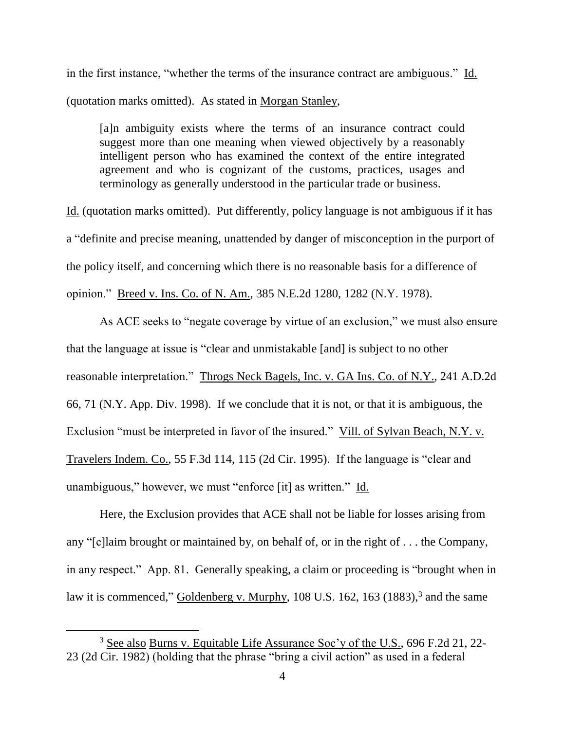in the first instance, "whether the terms of the insurance contract are ambiguous." Id. (quotation marks omitted). As stated in Morgan Stanley,

> [a]n ambiguity exists where the terms of an insurance contract could suggest more than one meaning when viewed objectively by a reasonably intelligent person who has examined the context of the entire integrated agreement and who is cognizant of the customs, practices, usages and terminology as generally understood in the particular trade or business.

Id. (quotation marks omitted). Put differently, policy language is not ambiguous if it has a "definite and precise meaning, unattended by danger of misconception in the purport of the policy itself, and concerning which there is no reasonable basis for a difference of opinion." Breed v. Ins. Co. of N. Am., 385 N.E.2d 1280, 1282 (N.Y. 1978).

As ACE seeks to "negate coverage by virtue of an exclusion," we must also ensure that the language at issue is "clear and unmistakable [and] is subject to no other reasonable interpretation." Throgs Neck Bagels, Inc. v. GA Ins. Co. of N.Y., 241 A.D.2d 66, 71 (N.Y. App. Div. 1998). If we conclude that it is not, or that it is ambiguous, the Exclusion "must be interpreted in favor of the insured." Vill. of Sylvan Beach, N.Y. v. Travelers Indem. Co., 55 F.3d 114, 115 (2d Cir. 1995). If the language is "clear and unambiguous," however, we must "enforce [it] as written." Id.

Here, the Exclusion provides that ACE shall not be liable for losses arising from any "[c]laim brought or maintained by, on behalf of, or in the right of . . . the Company, in any respect." App. 81. Generally speaking, a claim or proceeding is "brought when in law it is commenced," Goldenberg v. Murphy, 108 U.S. 162, 163 (1883),[3] and the same

---

[3] See also Burns v. Equitable Life Assurance Soc'y of the U.S., 696 F.2d 21, 22-23 (2d Cir. 1982) (holding that the phrase "bring a civil action" as used in a federal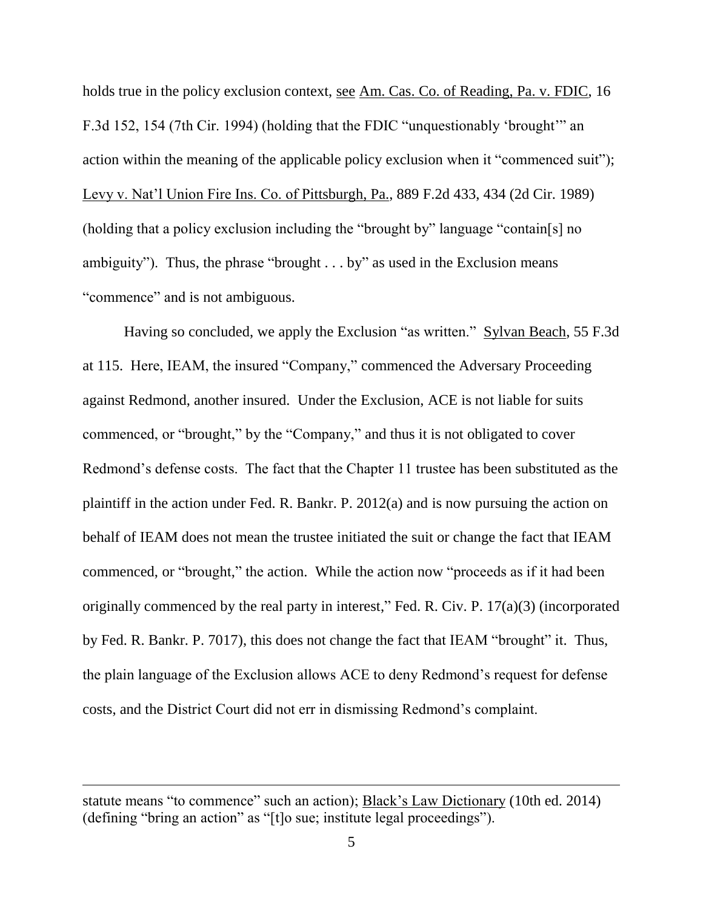holds true in the policy exclusion context, see Am. Cas. Co. of Reading, Pa. v. FDIC, 16 F.3d 152, 154 (7th Cir. 1994) (holding that the FDIC "unquestionably 'brought'" an action within the meaning of the applicable policy exclusion when it "commenced suit"); Levy v. Nat'l Union Fire Ins. Co. of Pittsburgh, Pa., 889 F.2d 433, 434 (2d Cir. 1989) (holding that a policy exclusion including the "brought by" language "contain[s] no ambiguity"). Thus, the phrase "brought . . . by" as used in the Exclusion means "commence" and is not ambiguous.

Having so concluded, we apply the Exclusion "as written." Sylvan Beach, 55 F.3d at 115. Here, IEAM, the insured "Company," commenced the Adversary Proceeding against Redmond, another insured. Under the Exclusion, ACE is not liable for suits commenced, or "brought," by the "Company," and thus it is not obligated to cover Redmond's defense costs. The fact that the Chapter 11 trustee has been substituted as the plaintiff in the action under Fed. R. Bankr. P. 2012(a) and is now pursuing the action on behalf of IEAM does not mean the trustee initiated the suit or change the fact that IEAM commenced, or "brought," the action. While the action now "proceeds as if it had been originally commenced by the real party in interest," Fed. R. Civ. P. 17(a)(3) (incorporated by Fed. R. Bankr. P. 7017), this does not change the fact that IEAM "brought" it. Thus, the plain language of the Exclusion allows ACE to deny Redmond's request for defense costs, and the District Court did not err in dismissing Redmond's complaint.

---

statute means "to commence" such an action); Black's Law Dictionary (10th ed. 2014) (defining "bring an action" as "[t]o sue; institute legal proceedings").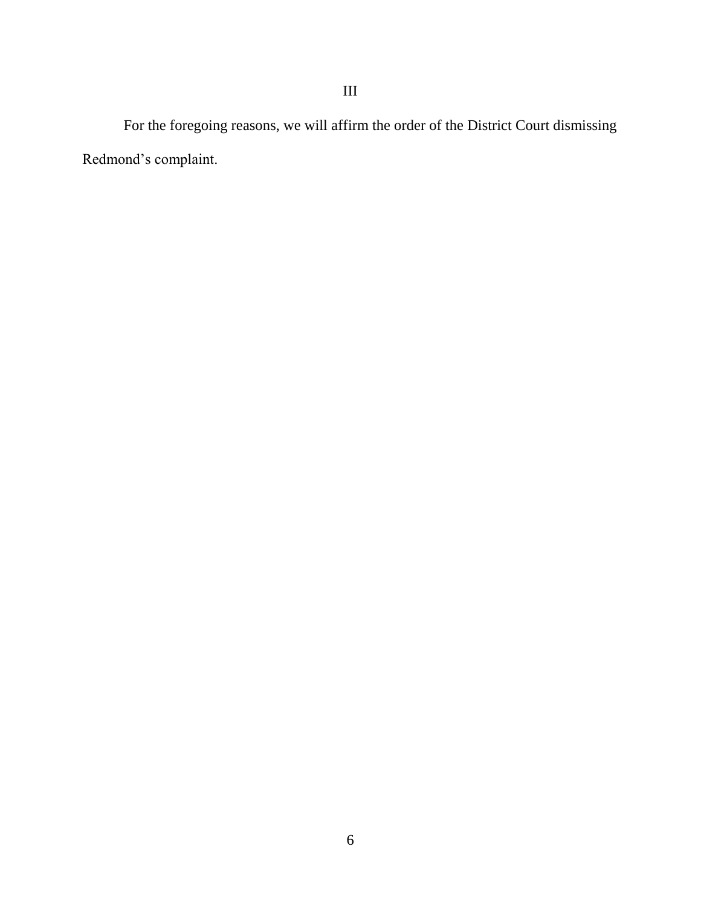## III

For the foregoing reasons, we will affirm the order of the District Court dismissing Redmond's complaint.